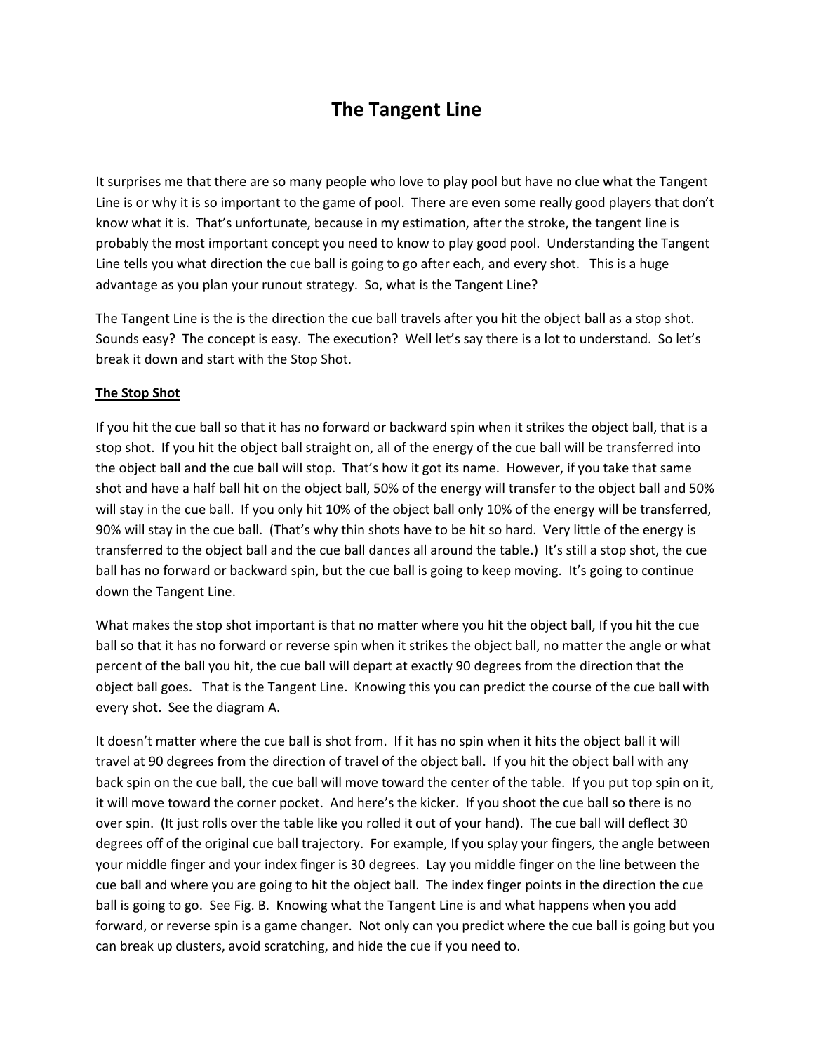# The Tangent Line

It surprises me that there are so many people who love to play pool but have no clue what the Tangent Line is or why it is so important to the game of pool. There are even some really good players that don't know what it is. That's unfortunate, because in my estimation, after the stroke, the tangent line is probably the most important concept you need to know to play good pool. Understanding the Tangent Line tells you what direction the cue ball is going to go after each, and every shot. This is a huge advantage as you plan your runout strategy. So, what is the Tangent Line?

The Tangent Line is the is the direction the cue ball travels after you hit the object ball as a stop shot. Sounds easy? The concept is easy. The execution? Well let's say there is a lot to understand. So let's break it down and start with the Stop Shot.

**<u>The Stop Shot</u>**

If you hit the cue ball so that it has no forward or backward spin when it strikes the object ball, that is a stop shot. If you hit the object ball straight on, all of the energy of the cue ball will be transferred into the object ball and the cue ball will stop. That's how it got its name. However, if you take that same shot and have a half ball hit on the object ball, 50% of the energy will transfer to the object ball and 50% will stay in the cue ball. If you only hit 10% of the object ball only 10% of the energy will be transferred, 90% will stay in the cue ball. (That's why thin shots have to be hit so hard. Very little of the energy is transferred to the object ball and the cue ball dances all around the table.) It's still a stop shot, the cue ball has no forward or backward spin, but the cue ball is going to keep moving. It's going to continue down the Tangent Line.

What makes the stop shot important is that no matter where you hit the object ball, If you hit the cue ball so that it has no forward or reverse spin when it strikes the object ball, no matter the angle or what percent of the ball you hit, the cue ball will depart at exactly 90 degrees from the direction that the object ball goes. That is the Tangent Line. Knowing this you can predict the course of the cue ball with every shot. See the diagram A.

It doesn't matter where the cue ball is shot from. If it has no spin when it hits the object ball it will travel at 90 degrees from the direction of travel of the object ball. If you hit the object ball with any back spin on the cue ball, the cue ball will move toward the center of the table. If you put top spin on it, it will move toward the corner pocket. And here's the kicker. If you shoot the cue ball so there is no over spin. (It just rolls over the table like you rolled it out of your hand). The cue ball will deflect 30 degrees off of the original cue ball trajectory. For example, If you splay your fingers, the angle between your middle finger and your index finger is 30 degrees. Lay you middle finger on the line between the cue ball and where you are going to hit the object ball. The index finger points in the direction the cue ball is going to go. See Fig. B. Knowing what the Tangent Line is and what happens when you add forward, or reverse spin is a game changer. Not only can you predict where the cue ball is going but you can break up clusters, avoid scratching, and hide the cue if you need to.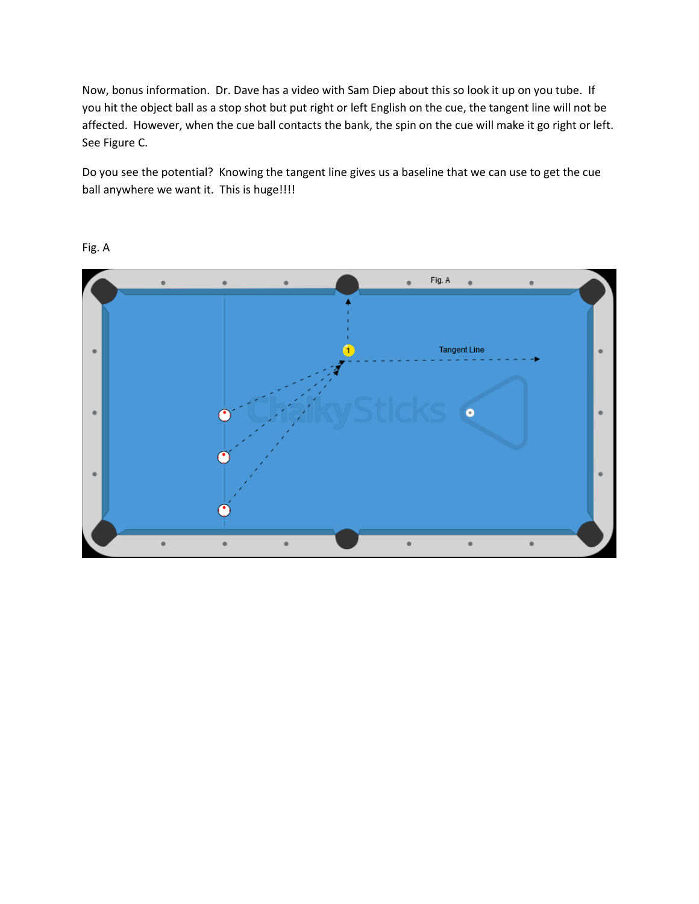Now, bonus information. Dr. Dave has a video with Sam Diep about this so look it up on you tube. If you hit the object ball as a stop shot but put right or left English on the cue, the tangent line will not be affected. However, when the cue ball contacts the bank, the spin on the cue will make it go right or left. See Figure C.

Do you see the potential? Knowing the tangent line gives us a baseline that we can use to get the cue ball anywhere we want it. This is huge!!!!

Fig. A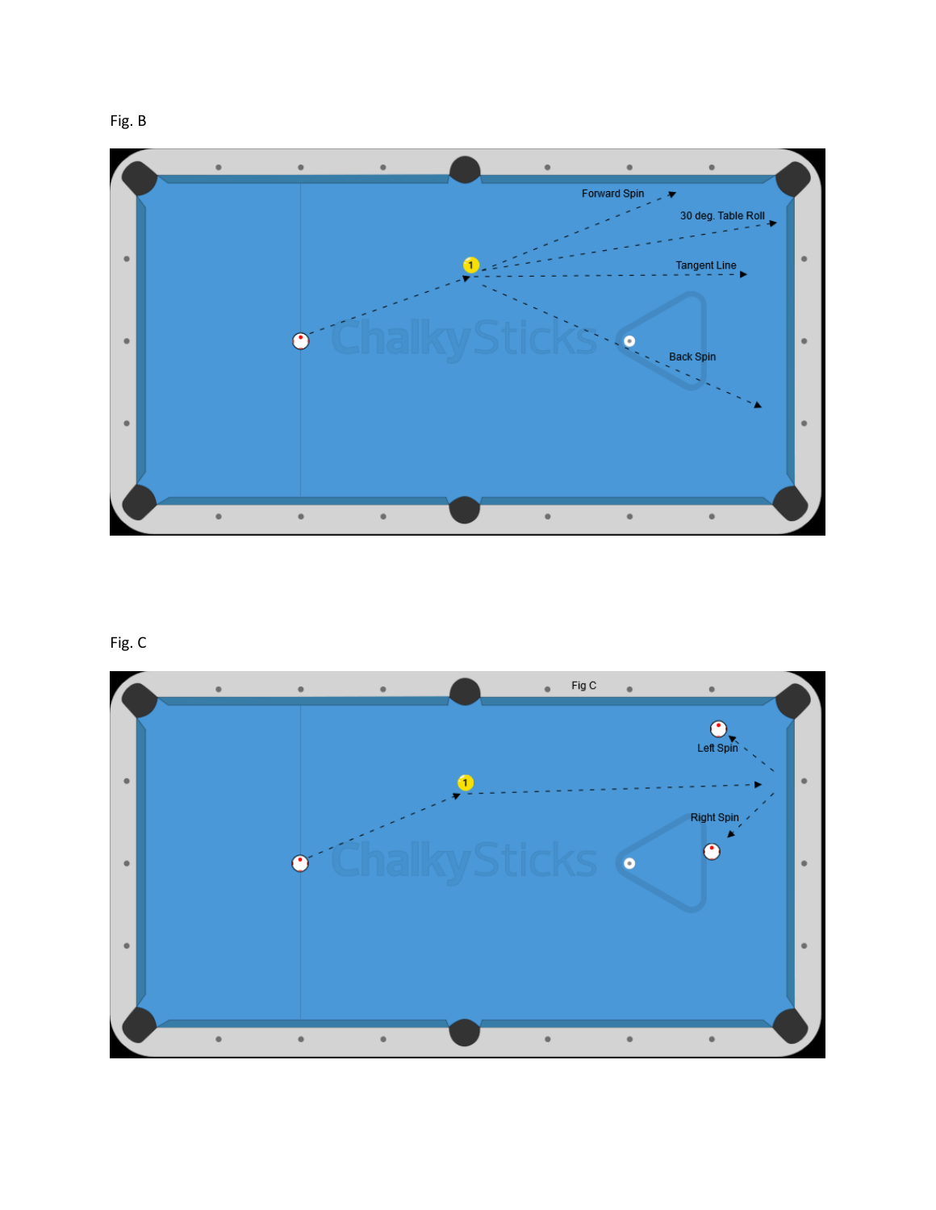Fig. B

Fig. C